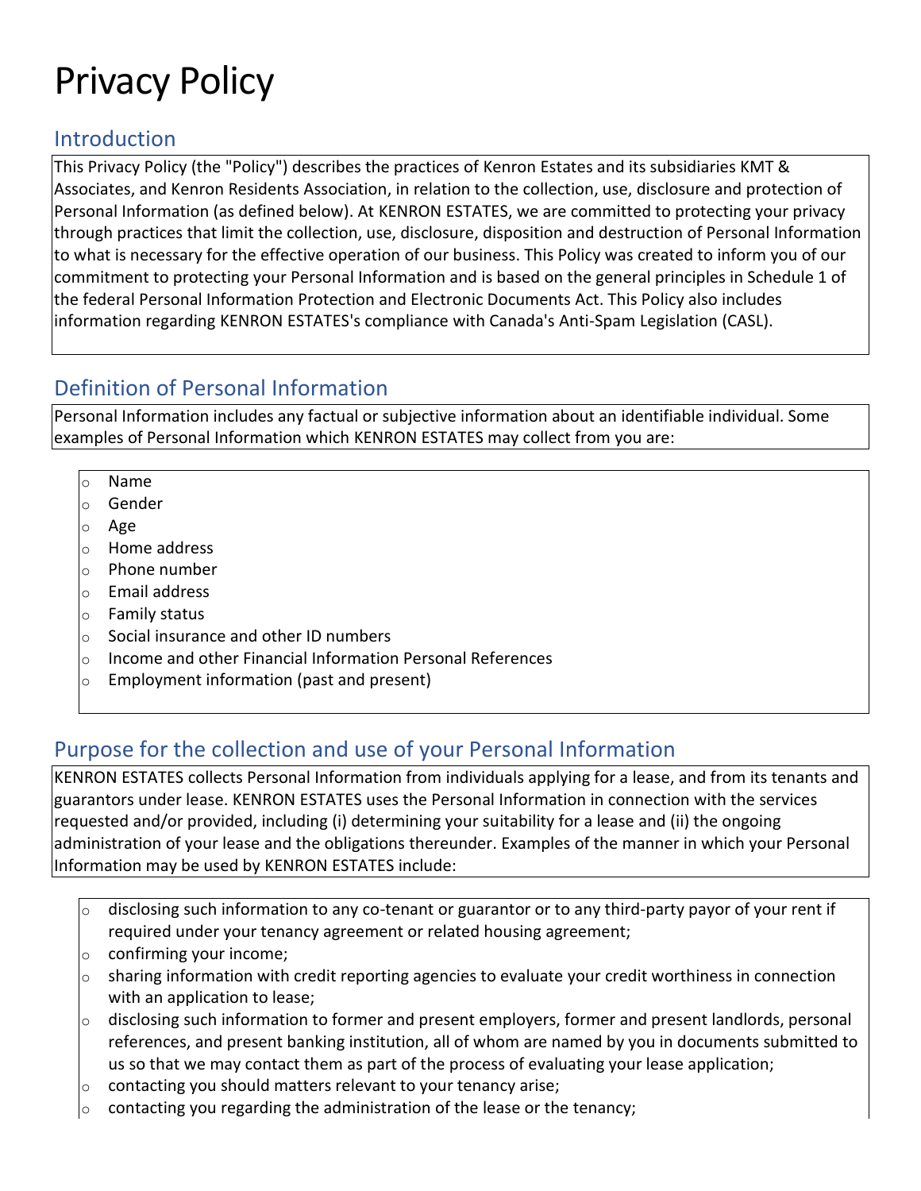# Privacy Policy

## Introduction

This Privacy Policy (the "Policy") describes the practices of Kenron Estates and its subsidiaries KMT & Associates, and Kenron Residents Association, in relation to the collection, use, disclosure and protection of Personal Information (as defined below). At KENRON ESTATES, we are committed to protecting your privacy through practices that limit the collection, use, disclosure, disposition and destruction of Personal Information to what is necessary for the effective operation of our business. This Policy was created to inform you of our commitment to protecting your Personal Information and is based on the general principles in Schedule 1 of the federal Personal Information Protection and Electronic Documents Act. This Policy also includes information regarding KENRON ESTATES's compliance with Canada's Anti-Spam Legislation (CASL).

## Definition of Personal Information

Personal Information includes any factual or subjective information about an identifiable individual. Some examples of Personal Information which KENRON ESTATES may collect from you are:

- Name
- Gender
- Age
- Home address
- Phone number
- Email address
- Family status
- Social insurance and other ID numbers
- Income and other Financial Information Personal References
- Employment information (past and present)

## Purpose for the collection and use of your Personal Information

KENRON ESTATES collects Personal Information from individuals applying for a lease, and from its tenants and guarantors under lease. KENRON ESTATES uses the Personal Information in connection with the services requested and/or provided, including (i) determining your suitability for a lease and (ii) the ongoing administration of your lease and the obligations thereunder. Examples of the manner in which your Personal Information may be used by KENRON ESTATES include:

- disclosing such information to any co-tenant or guarantor or to any third-party payor of your rent if required under your tenancy agreement or related housing agreement;
- confirming your income;
- sharing information with credit reporting agencies to evaluate your credit worthiness in connection with an application to lease;
- disclosing such information to former and present employers, former and present landlords, personal references, and present banking institution, all of whom are named by you in documents submitted to us so that we may contact them as part of the process of evaluating your lease application;
- contacting you should matters relevant to your tenancy arise;
- contacting you regarding the administration of the lease or the tenancy;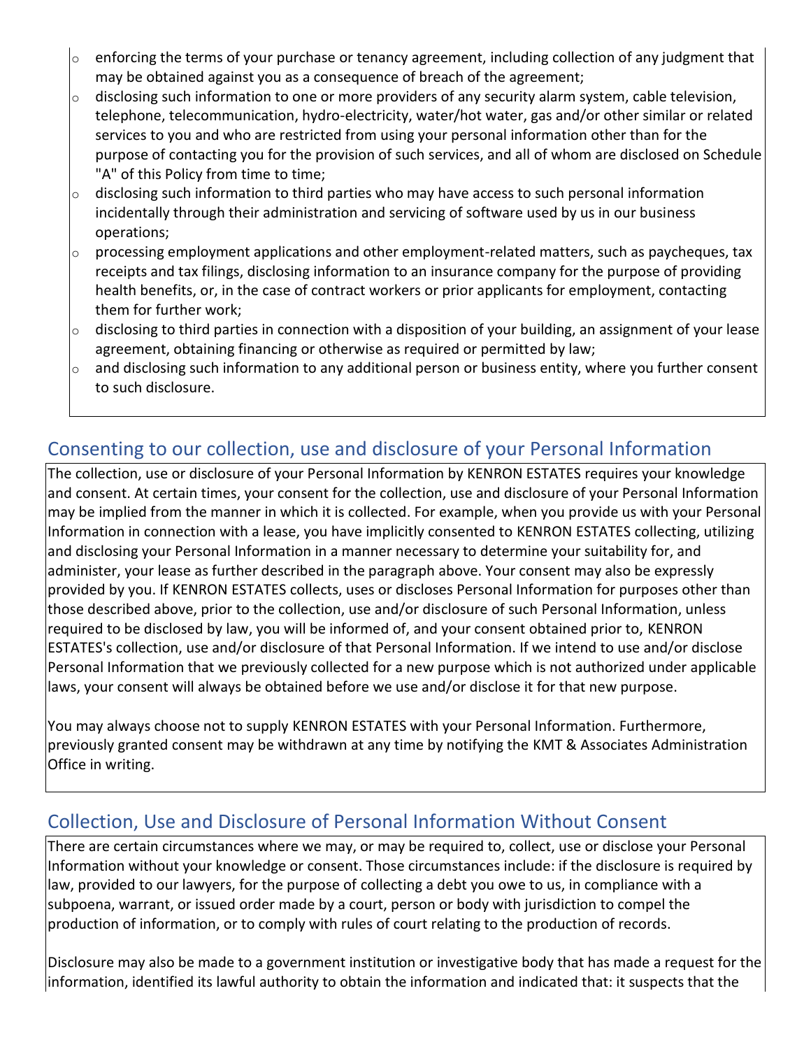- enforcing the terms of your purchase or tenancy agreement, including collection of any judgment that may be obtained against you as a consequence of breach of the agreement;
- disclosing such information to one or more providers of any security alarm system, cable television, telephone, telecommunication, hydro-electricity, water/hot water, gas and/or other similar or related services to you and who are restricted from using your personal information other than for the purpose of contacting you for the provision of such services, and all of whom are disclosed on Schedule "A" of this Policy from time to time;
- disclosing such information to third parties who may have access to such personal information incidentally through their administration and servicing of software used by us in our business operations;
- processing employment applications and other employment-related matters, such as paycheques, tax receipts and tax filings, disclosing information to an insurance company for the purpose of providing health benefits, or, in the case of contract workers or prior applicants for employment, contacting them for further work;
- disclosing to third parties in connection with a disposition of your building, an assignment of your lease agreement, obtaining financing or otherwise as required or permitted by law;
- and disclosing such information to any additional person or business entity, where you further consent to such disclosure.

## Consenting to our collection, use and disclosure of your Personal Information

The collection, use or disclosure of your Personal Information by KENRON ESTATES requires your knowledge and consent. At certain times, your consent for the collection, use and disclosure of your Personal Information may be implied from the manner in which it is collected. For example, when you provide us with your Personal Information in connection with a lease, you have implicitly consented to KENRON ESTATES collecting, utilizing and disclosing your Personal Information in a manner necessary to determine your suitability for, and administer, your lease as further described in the paragraph above. Your consent may also be expressly provided by you. If KENRON ESTATES collects, uses or discloses Personal Information for purposes other than those described above, prior to the collection, use and/or disclosure of such Personal Information, unless required to be disclosed by law, you will be informed of, and your consent obtained prior to, KENRON ESTATES's collection, use and/or disclosure of that Personal Information. If we intend to use and/or disclose Personal Information that we previously collected for a new purpose which is not authorized under applicable laws, your consent will always be obtained before we use and/or disclose it for that new purpose.

You may always choose not to supply KENRON ESTATES with your Personal Information. Furthermore, previously granted consent may be withdrawn at any time by notifying the KMT & Associates Administration Office in writing.

## Collection, Use and Disclosure of Personal Information Without Consent

There are certain circumstances where we may, or may be required to, collect, use or disclose your Personal Information without your knowledge or consent. Those circumstances include: if the disclosure is required by law, provided to our lawyers, for the purpose of collecting a debt you owe to us, in compliance with a subpoena, warrant, or issued order made by a court, person or body with jurisdiction to compel the production of information, or to comply with rules of court relating to the production of records.

Disclosure may also be made to a government institution or investigative body that has made a request for the information, identified its lawful authority to obtain the information and indicated that: it suspects that the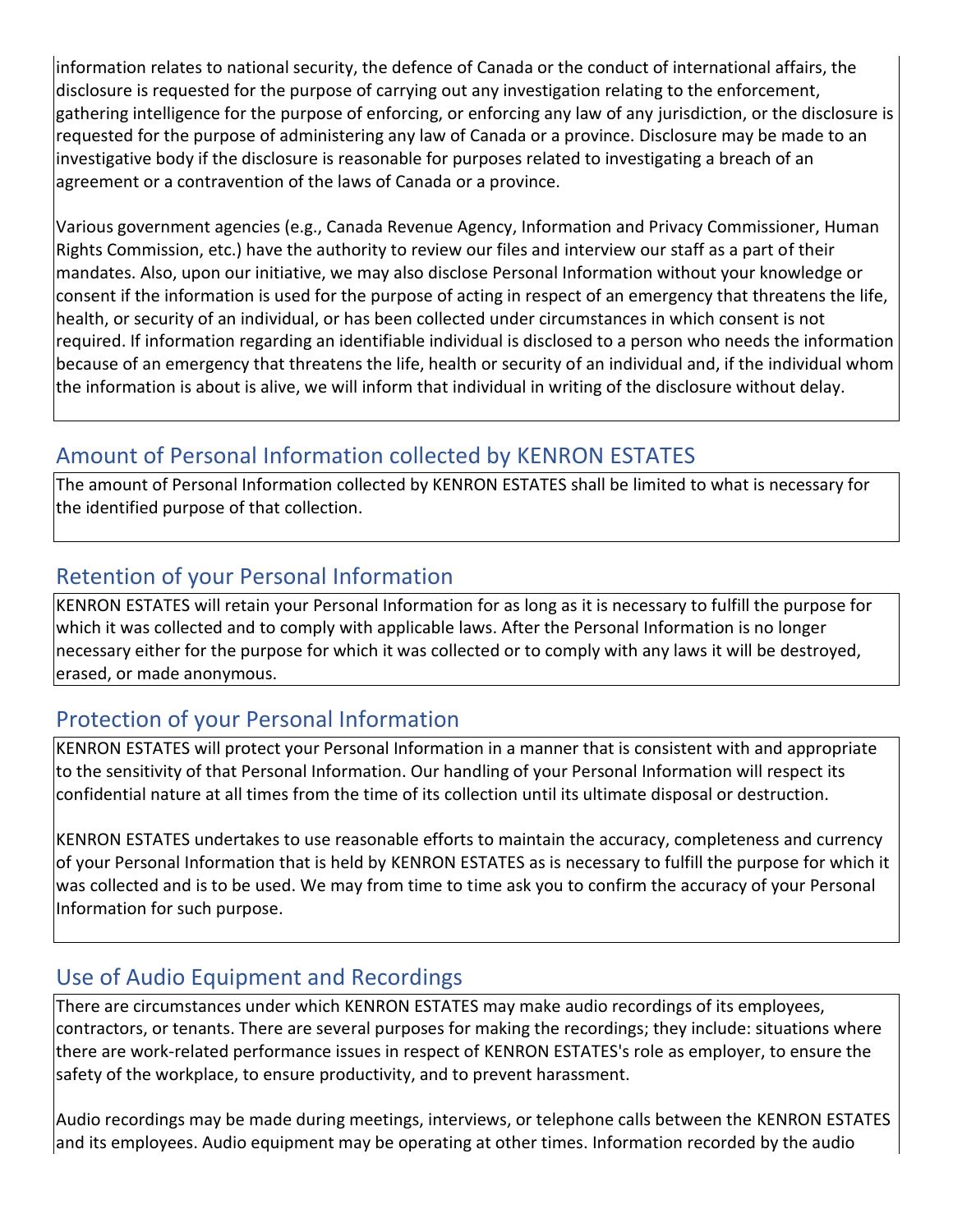information relates to national security, the defence of Canada or the conduct of international affairs, the disclosure is requested for the purpose of carrying out any investigation relating to the enforcement, gathering intelligence for the purpose of enforcing, or enforcing any law of any jurisdiction, or the disclosure is requested for the purpose of administering any law of Canada or a province. Disclosure may be made to an investigative body if the disclosure is reasonable for purposes related to investigating a breach of an agreement or a contravention of the laws of Canada or a province.

Various government agencies (e.g., Canada Revenue Agency, Information and Privacy Commissioner, Human Rights Commission, etc.) have the authority to review our files and interview our staff as a part of their mandates. Also, upon our initiative, we may also disclose Personal Information without your knowledge or consent if the information is used for the purpose of acting in respect of an emergency that threatens the life, health, or security of an individual, or has been collected under circumstances in which consent is not required. If information regarding an identifiable individual is disclosed to a person who needs the information because of an emergency that threatens the life, health or security of an individual and, if the individual whom the information is about is alive, we will inform that individual in writing of the disclosure without delay.

## Amount of Personal Information collected by KENRON ESTATES

The amount of Personal Information collected by KENRON ESTATES shall be limited to what is necessary for the identified purpose of that collection.

## Retention of your Personal Information

KENRON ESTATES will retain your Personal Information for as long as it is necessary to fulfill the purpose for which it was collected and to comply with applicable laws. After the Personal Information is no longer necessary either for the purpose for which it was collected or to comply with any laws it will be destroyed, erased, or made anonymous.

## Protection of your Personal Information

KENRON ESTATES will protect your Personal Information in a manner that is consistent with and appropriate to the sensitivity of that Personal Information. Our handling of your Personal Information will respect its confidential nature at all times from the time of its collection until its ultimate disposal or destruction.

KENRON ESTATES undertakes to use reasonable efforts to maintain the accuracy, completeness and currency of your Personal Information that is held by KENRON ESTATES as is necessary to fulfill the purpose for which it was collected and is to be used. We may from time to time ask you to confirm the accuracy of your Personal Information for such purpose.

## Use of Audio Equipment and Recordings

There are circumstances under which KENRON ESTATES may make audio recordings of its employees, contractors, or tenants. There are several purposes for making the recordings; they include: situations where there are work-related performance issues in respect of KENRON ESTATES's role as employer, to ensure the safety of the workplace, to ensure productivity, and to prevent harassment.

Audio recordings may be made during meetings, interviews, or telephone calls between the KENRON ESTATES and its employees. Audio equipment may be operating at other times. Information recorded by the audio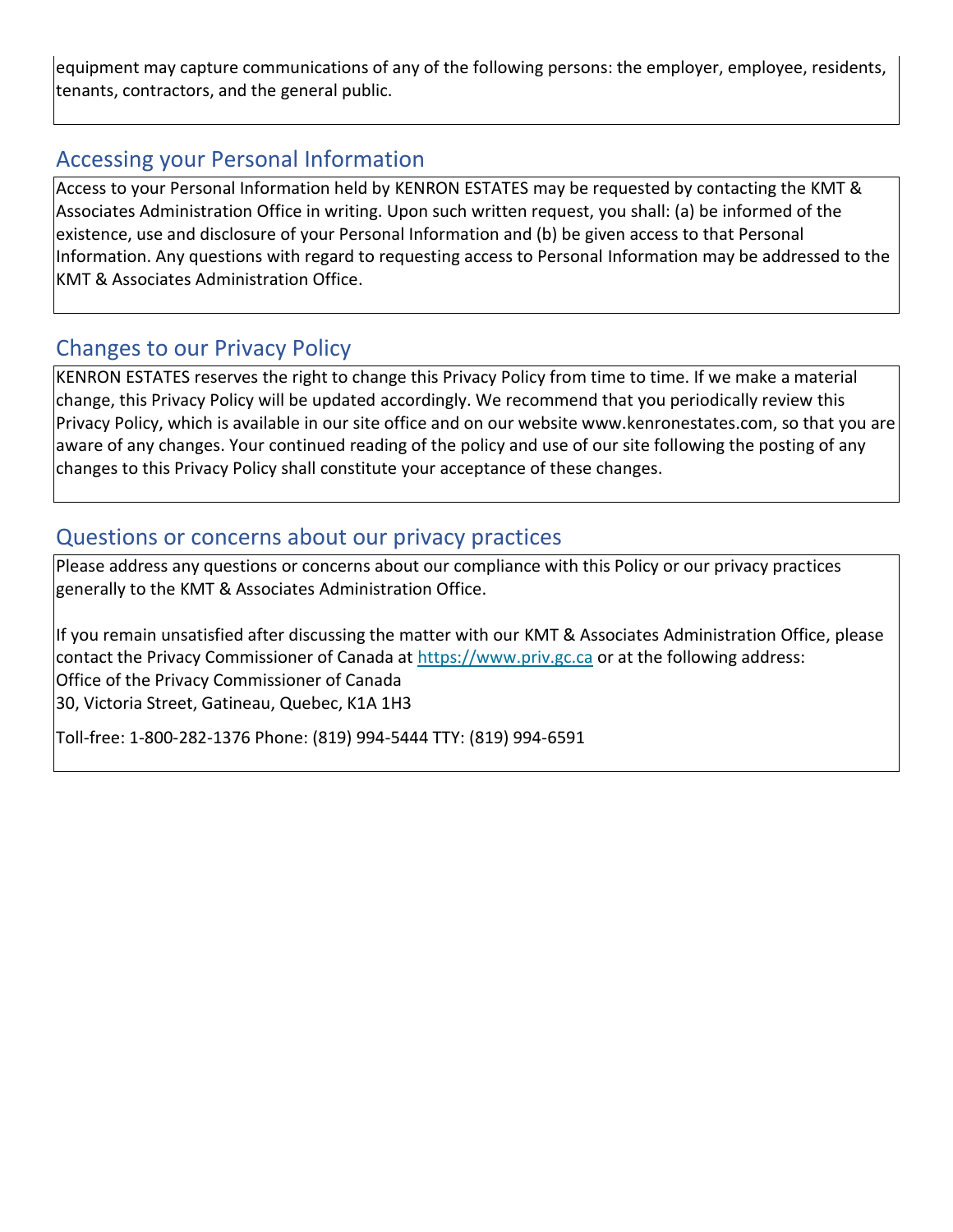equipment may capture communications of any of the following persons: the employer, employee, residents, tenants, contractors, and the general public.

## Accessing your Personal Information

Access to your Personal Information held by KENRON ESTATES may be requested by contacting the KMT & Associates Administration Office in writing. Upon such written request, you shall: (a) be informed of the existence, use and disclosure of your Personal Information and (b) be given access to that Personal Information. Any questions with regard to requesting access to Personal Information may be addressed to the KMT & Associates Administration Office.

## Changes to our Privacy Policy

KENRON ESTATES reserves the right to change this Privacy Policy from time to time. If we make a material change, this Privacy Policy will be updated accordingly. We recommend that you periodically review this Privacy Policy, which is available in our site office and on our website www.kenronestates.com, so that you are aware of any changes. Your continued reading of the policy and use of our site following the posting of any changes to this Privacy Policy shall constitute your acceptance of these changes.

## Questions or concerns about our privacy practices

Please address any questions or concerns about our compliance with this Policy or our privacy practices generally to the KMT & Associates Administration Office.

If you remain unsatisfied after discussing the matter with our KMT & Associates Administration Office, please contact the Privacy Commissioner of Canada at https://www.priv.gc.ca or at the following address:
Office of the Privacy Commissioner of Canada
30, Victoria Street, Gatineau, Quebec, K1A 1H3

Toll-free: 1-800-282-1376 Phone: (819) 994-5444 TTY: (819) 994-6591